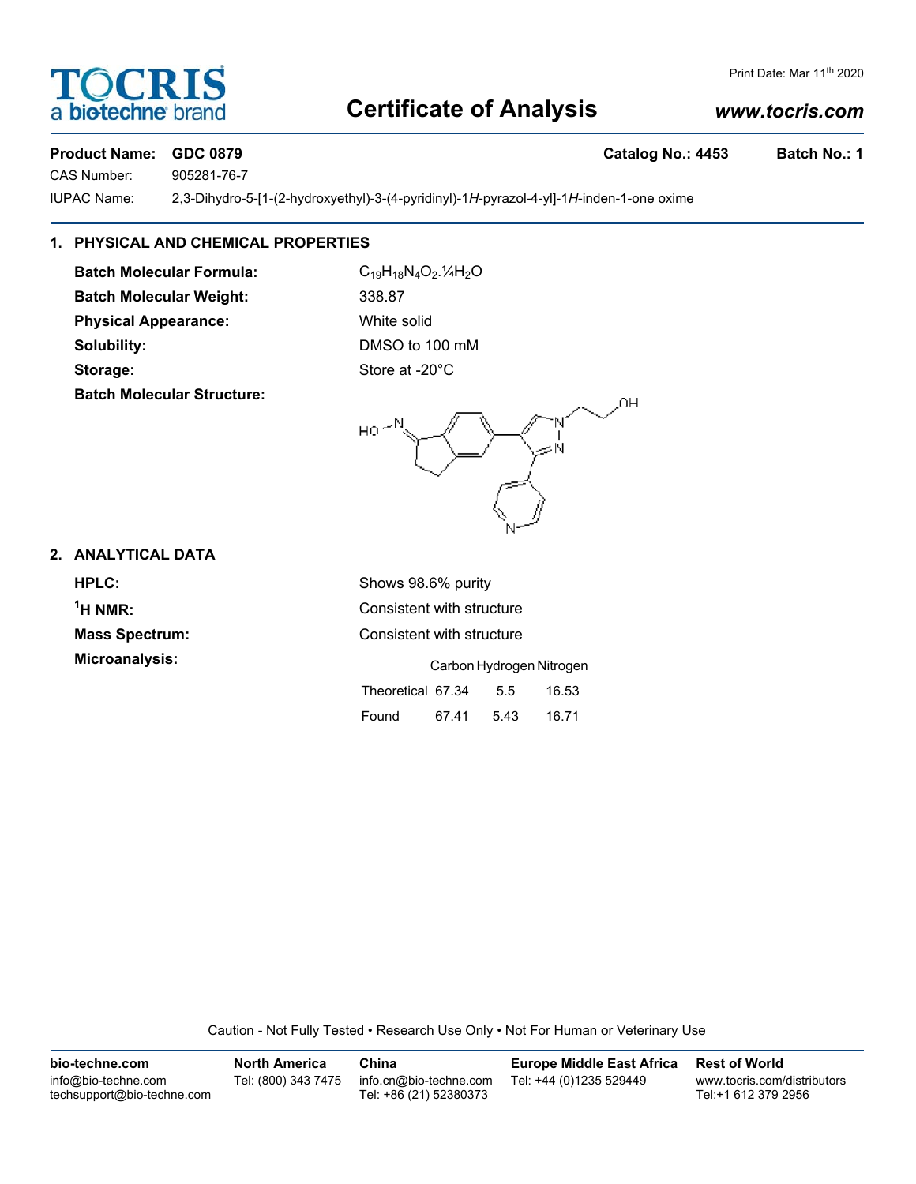# Certificate of Analysis

Print Date: Mar 11th 2020

www.tocris.com

**Product Name:** **GDC 0879** **Catalog No.: 4453** **Batch No.: 1**

CAS Number: 905281-76-7

IUPAC Name: 2,3-Dihydro-5-[1-(2-hydroxyethyl)-3-(4-pyridinyl)-1*H*-pyrazol-4-yl]-1*H*-inden-1-one oxime

## 1. PHYSICAL AND CHEMICAL PROPERTIES

**Batch Molecular Formula:** $C_{19}H_{18}N_4O_2.¼H_2O$

**Batch Molecular Weight:** 338.87

**Physical Appearance:** White solid

**Solubility:** DMSO to 100 mM

**Storage:** Store at -20°C

**Batch Molecular Structure:**

## 2. ANALYTICAL DATA

**HPLC:** Shows 98.6% purity

**$^1$H NMR:** Consistent with structure

**Mass Spectrum:** Consistent with structure

**Microanalysis:**

| | Carbon | Hydrogen | Nitrogen |
|---|---|---|---|
| Theoretical | 67.34 | 5.5 | 16.53 |
| Found | 67.41 | 5.43 | 16.71 |

Caution - Not Fully Tested • Research Use Only • Not For Human or Veterinary Use

**bio-techne.com**
info@bio-techne.com
techsupport@bio-techne.com

**North America**
Tel: (800) 343 7475

**China**
info.cn@bio-techne.com
Tel: +86 (21) 52380373

**Europe Middle East Africa**
Tel: +44 (0)1235 529449

**Rest of World**
www.tocris.com/distributors
Tel:+1 612 379 2956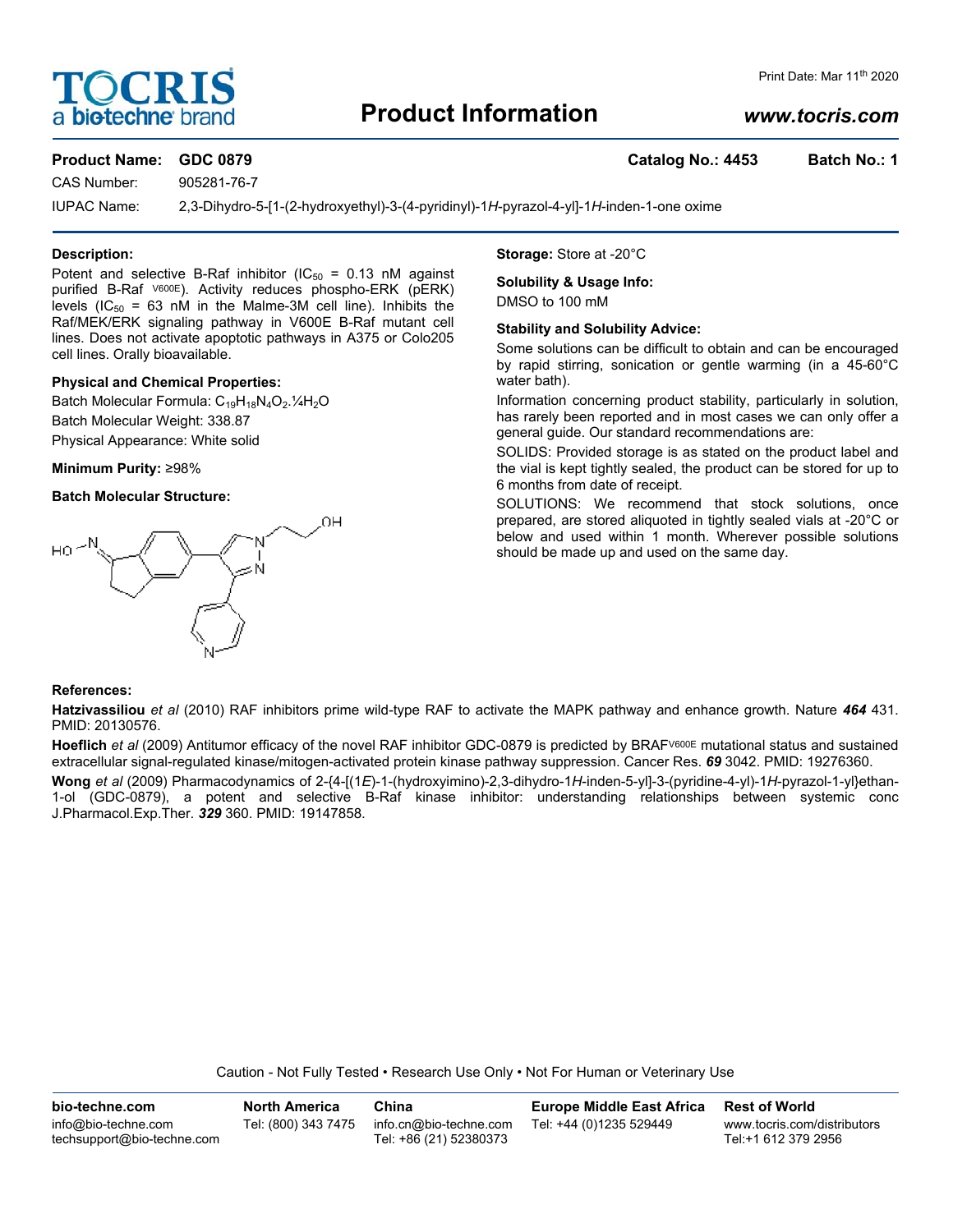# Product Information

**www.tocris.com**

Print Date: Mar 11th 2020

**Product Name: GDC 0879** **Catalog No.: 4453** **Batch No.: 1**

CAS Number: 905281-76-7

IUPAC Name: 2,3-Dihydro-5-[1-(2-hydroxyethyl)-3-(4-pyridinyl)-1*H*-pyrazol-4-yl]-1*H*-inden-1-one oxime

### Description:

Potent and selective B-Raf inhibitor ($IC_{50}$ = 0.13 nM against purified B-Raf $^{V600E}$). Activity reduces phospho-ERK (pERK) levels ($IC_{50}$ = 63 nM in the Malme-3M cell line). Inhibits the Raf/MEK/ERK signaling pathway in V600E B-Raf mutant cell lines. Does not activate apoptotic pathways in A375 or Colo205 cell lines. Orally bioavailable.

### Physical and Chemical Properties:

Batch Molecular Formula: $C_{19}H_{18}N_4O_2.¼H_2O$

Batch Molecular Weight: 338.87

Physical Appearance: White solid

**Minimum Purity:** ≥98%

**Batch Molecular Structure:**

**Storage:** Store at -20°C

### Solubility & Usage Info:

DMSO to 100 mM

### Stability and Solubility Advice:

Some solutions can be difficult to obtain and can be encouraged by rapid stirring, sonication or gentle warming (in a 45-60°C water bath).

Information concerning product stability, particularly in solution, has rarely been reported and in most cases we can only offer a general guide. Our standard recommendations are:

SOLIDS: Provided storage is as stated on the product label and the vial is kept tightly sealed, the product can be stored for up to 6 months from date of receipt.

SOLUTIONS: We recommend that stock solutions, once prepared, are stored aliquoted in tightly sealed vials at -20°C or below and used within 1 month. Wherever possible solutions should be made up and used on the same day.

### References:

**Hatzivassiliou** *et al* (2010) RAF inhibitors prime wild-type RAF to activate the MAPK pathway and enhance growth. Nature ***464*** 431. PMID: 20130576.

**Hoeflich** *et al* (2009) Antitumor efficacy of the novel RAF inhibitor GDC-0879 is predicted by BRAF$^{V600E}$ mutational status and sustained extracellular signal-regulated kinase/mitogen-activated protein kinase pathway suppression. Cancer Res. ***69*** 3042. PMID: 19276360.

**Wong** *et al* (2009) Pharmacodynamics of 2-{4-[(1*E*)-1-(hydroxyimino)-2,3-dihydro-1*H*-inden-5-yl]-3-(pyridine-4-yl)-1*H*-pyrazol-1-yl}ethan-1-ol (GDC-0879), a potent and selective B-Raf kinase inhibitor: understanding relationships between systemic conc J.Pharmacol.Exp.Ther. ***329*** 360. PMID: 19147858.

Caution - Not Fully Tested • Research Use Only • Not For Human or Veterinary Use

| bio-techne.com | North America | China | Europe Middle East Africa | Rest of World |
|---|---|---|---|---|
| info@bio-techne.com techsupport@bio-techne.com | Tel: (800) 343 7475 | info.cn@bio-techne.com Tel: +86 (21) 52380373 | Tel: +44 (0)1235 529449 | www.tocris.com/distributors Tel:+1 612 379 2956 |